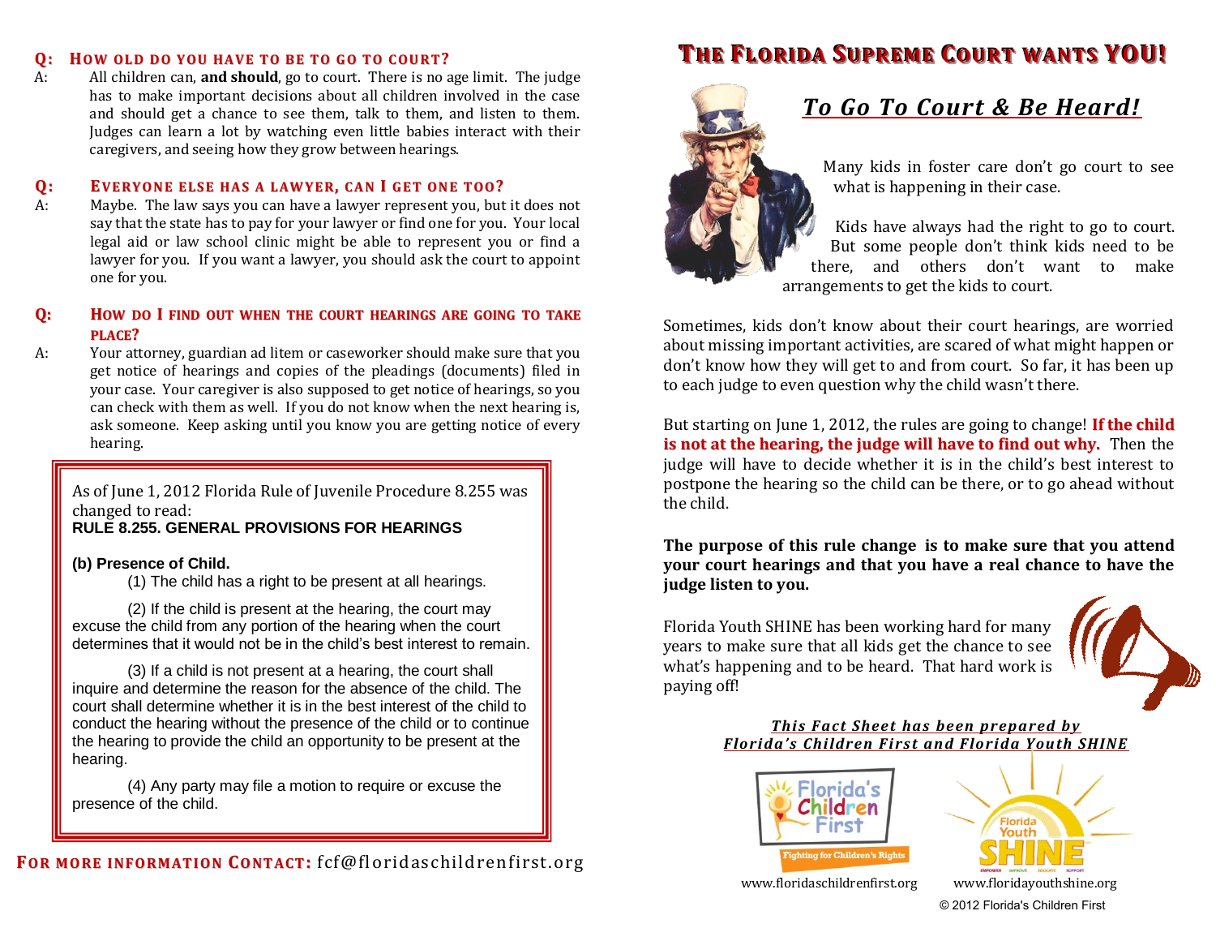**Q: How old do you have to be to go to court?**

A: All children can, **and should**, go to court. There is no age limit. The judge has to make important decisions about all children involved in the case and should get a chance to see them, talk to them, and listen to them. Judges can learn a lot by watching even little babies interact with their caregivers, and seeing how they grow between hearings.

**Q: Everyone else has a lawyer, can I get one too?**

A: Maybe. The law says you can have a lawyer represent you, but it does not say that the state has to pay for your lawyer or find one for you. Your local legal aid or law school clinic might be able to represent you or find a lawyer for you. If you want a lawyer, you should ask the court to appoint one for you.

**Q: How do I find out when the court hearings are going to take place?**

A: Your attorney, guardian ad litem or caseworker should make sure that you get notice of hearings and copies of the pleadings (documents) filed in your case. Your caregiver is also supposed to get notice of hearings, so you can check with them as well. If you do not know when the next hearing is, ask someone. Keep asking until you know you are getting notice of every hearing.

> As of June 1, 2012 Florida Rule of Juvenile Procedure 8.255 was changed to read:
>
> **RULE 8.255. GENERAL PROVISIONS FOR HEARINGS**
>
> **(b) Presence of Child.**
>
> (1) The child has a right to be present at all hearings.
>
> (2) If the child is present at the hearing, the court may excuse the child from any portion of the hearing when the court determines that it would not be in the child's best interest to remain.
>
> (3) If a child is not present at a hearing, the court shall inquire and determine the reason for the absence of the child. The court shall determine whether it is in the best interest of the child to conduct the hearing without the presence of the child or to continue the hearing to provide the child an opportunity to be present at the hearing.
>
> (4) Any party may file a motion to require or excuse the presence of the child.

**For more information Contact:** fcf@floridaschildrenfirst.org

# The Florida Supreme Court wants YOU!

## *To Go To Court & Be Heard!*

Many kids in foster care don't go court to see what is happening in their case.

Kids have always had the right to go to court. But some people don't think kids need to be there, and others don't want to make arrangements to get the kids to court.

Sometimes, kids don't know about their court hearings, are worried about missing important activities, are scared of what might happen or don't know how they will get to and from court. So far, it has been up to each judge to even question why the child wasn't there.

But starting on June 1, 2012, the rules are going to change! **If the child is not at the hearing, the judge will have to find out why.** Then the judge will have to decide whether it is in the child's best interest to postpone the hearing so the child can be there, or to go ahead without the child.

**The purpose of this rule change is to make sure that you attend your court hearings and that you have a real chance to have the judge listen to you.**

Florida Youth SHINE has been working hard for many years to make sure that all kids get the chance to see what's happening and to be heard. That hard work is paying off!

***This Fact Sheet has been prepared by Florida's Children First and Florida Youth SHINE***

Florida's Children First — Fighting for Children's Rights
www.floridaschildrenfirst.org

Florida Youth SHINE — Empower Improve Educate Support
www.floridayouthshine.org

© 2012 Florida's Children First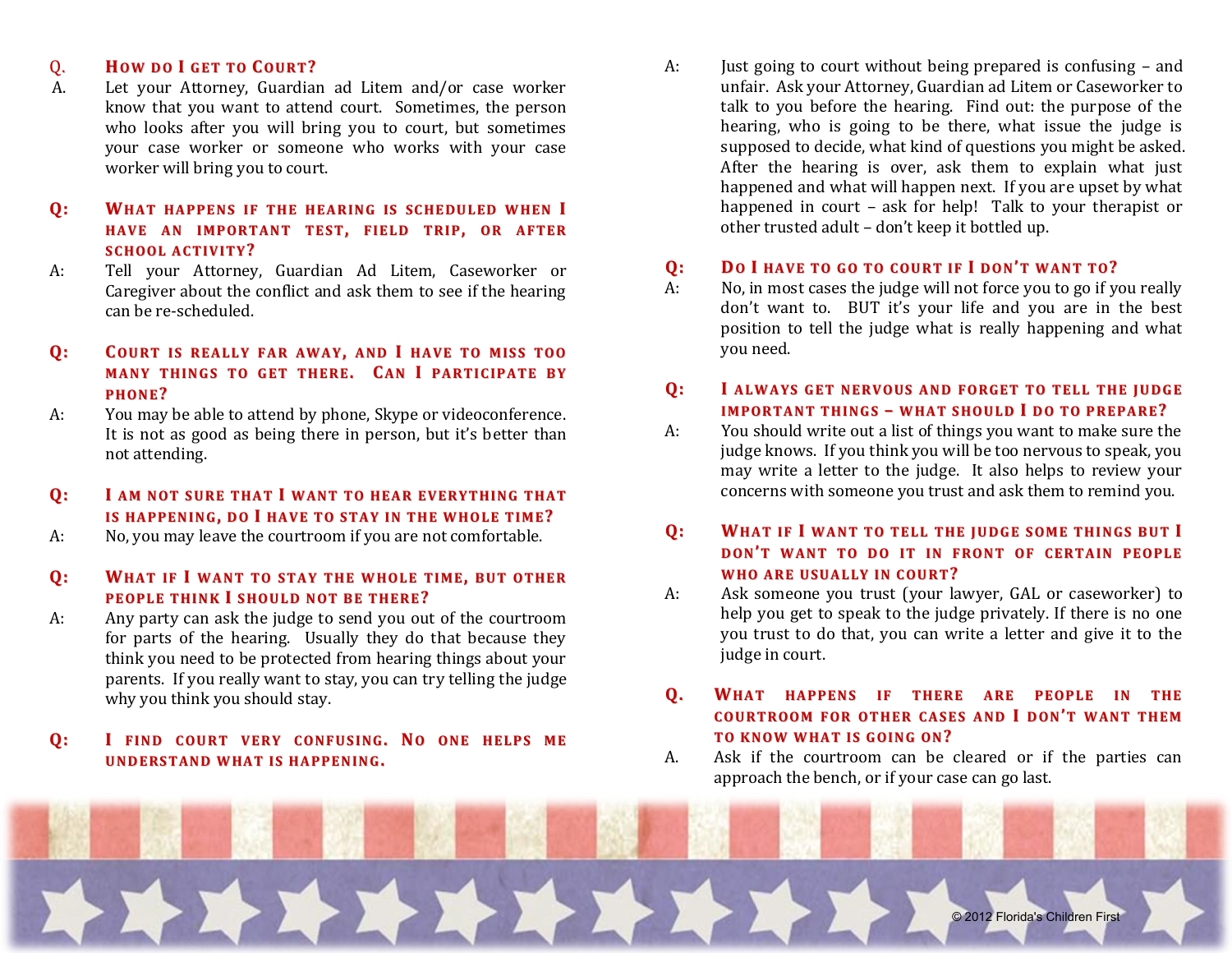**Q. How do I get to Court?**

A. Let your Attorney, Guardian ad Litem and/or case worker know that you want to attend court. Sometimes, the person who looks after you will bring you to court, but sometimes your case worker or someone who works with your case worker will bring you to court.

**Q: What happens if the hearing is scheduled when I have an important test, field trip, or after school activity?**

A: Tell your Attorney, Guardian Ad Litem, Caseworker or Caregiver about the conflict and ask them to see if the hearing can be re-scheduled.

**Q: Court is really far away, and I have to miss too many things to get there. Can I participate by phone?**

A: You may be able to attend by phone, Skype or videoconference. It is not as good as being there in person, but it's better than not attending.

**Q: I am not sure that I want to hear everything that is happening, do I have to stay in the whole time?**

A: No, you may leave the courtroom if you are not comfortable.

**Q: What if I want to stay the whole time, but other people think I should not be there?**

A: Any party can ask the judge to send you out of the courtroom for parts of the hearing. Usually they do that because they think you need to be protected from hearing things about your parents. If you really want to stay, you can try telling the judge why you think you should stay.

**Q: I find court very confusing. No one helps me understand what is happening.**

A: Just going to court without being prepared is confusing – and unfair. Ask your Attorney, Guardian ad Litem or Caseworker to talk to you before the hearing. Find out: the purpose of the hearing, who is going to be there, what issue the judge is supposed to decide, what kind of questions you might be asked. After the hearing is over, ask them to explain what just happened and what will happen next. If you are upset by what happened in court – ask for help! Talk to your therapist or other trusted adult – don't keep it bottled up.

**Q: Do I have to go to court if I don't want to?**

A: No, in most cases the judge will not force you to go if you really don't want to. BUT it's your life and you are in the best position to tell the judge what is really happening and what you need.

**Q: I always get nervous and forget to tell the judge important things – what should I do to prepare?**

A: You should write out a list of things you want to make sure the judge knows. If you think you will be too nervous to speak, you may write a letter to the judge. It also helps to review your concerns with someone you trust and ask them to remind you.

**Q: What if I want to tell the judge some things but I don't want to do it in front of certain people who are usually in court?**

A: Ask someone you trust (your lawyer, GAL or caseworker) to help you get to speak to the judge privately. If there is no one you trust to do that, you can write a letter and give it to the judge in court.

**Q. What happens if there are people in the courtroom for other cases and I don't want them to know what is going on?**

A. Ask if the courtroom can be cleared or if the parties can approach the bench, or if your case can go last.

© 2012 Florida's Children First